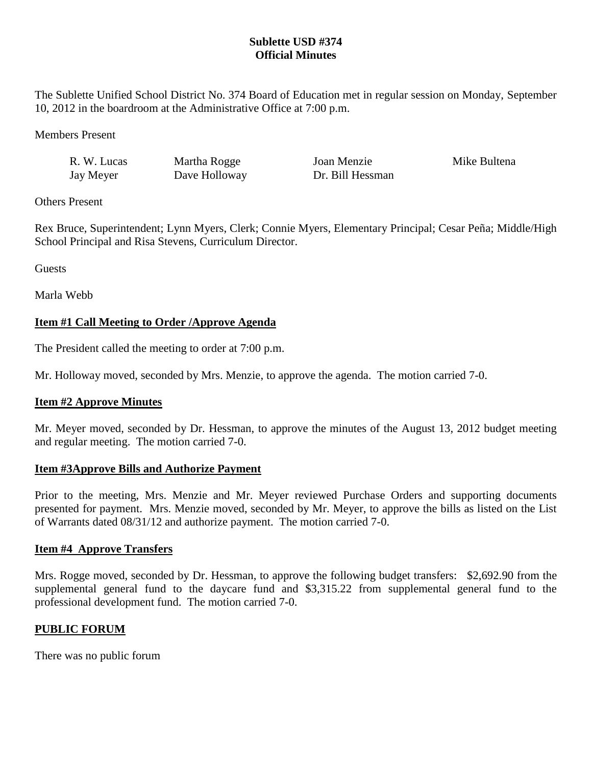**Sublette USD #374**
**Official Minutes**

The Sublette Unified School District No. 374 Board of Education met in regular session on Monday, September 10, 2012 in the boardroom at the Administrative Office at 7:00 p.m.

Members Present

| | | | |
|---|---|---|---|
| R. W. Lucas | Martha Rogge | Joan Menzie | Mike Bultena |
| Jay Meyer | Dave Holloway | Dr. Bill Hessman | |

Others Present

Rex Bruce, Superintendent; Lynn Myers, Clerk; Connie Myers, Elementary Principal; Cesar Peña; Middle/High School Principal and Risa Stevens, Curriculum Director.

Guests

Marla Webb

**Item #1 Call Meeting to Order /Approve Agenda**

The President called the meeting to order at 7:00 p.m.

Mr. Holloway moved, seconded by Mrs. Menzie, to approve the agenda. The motion carried 7-0.

**Item #2 Approve Minutes**

Mr. Meyer moved, seconded by Dr. Hessman, to approve the minutes of the August 13, 2012 budget meeting and regular meeting. The motion carried 7-0.

**Item #3Approve Bills and Authorize Payment**

Prior to the meeting, Mrs. Menzie and Mr. Meyer reviewed Purchase Orders and supporting documents presented for payment. Mrs. Menzie moved, seconded by Mr. Meyer, to approve the bills as listed on the List of Warrants dated 08/31/12 and authorize payment. The motion carried 7-0.

**Item #4 Approve Transfers**

Mrs. Rogge moved, seconded by Dr. Hessman, to approve the following budget transfers: $2,692.90 from the supplemental general fund to the daycare fund and $3,315.22 from supplemental general fund to the professional development fund. The motion carried 7-0.

**PUBLIC FORUM**

There was no public forum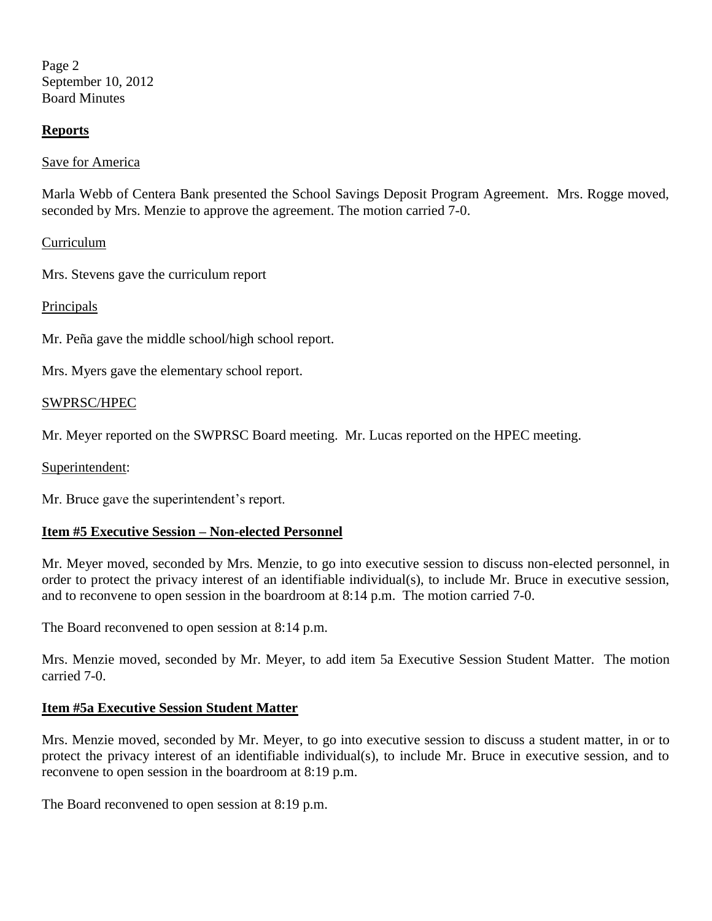## Reports

Save for America

Marla Webb of Centera Bank presented the School Savings Deposit Program Agreement. Mrs. Rogge moved, seconded by Mrs. Menzie to approve the agreement. The motion carried 7-0.

Curriculum

Mrs. Stevens gave the curriculum report

Principals

Mr. Peña gave the middle school/high school report.

Mrs. Myers gave the elementary school report.

SWPRSC/HPEC

Mr. Meyer reported on the SWPRSC Board meeting. Mr. Lucas reported on the HPEC meeting.

Superintendent:

Mr. Bruce gave the superintendent's report.

## Item #5 Executive Session – Non-elected Personnel

Mr. Meyer moved, seconded by Mrs. Menzie, to go into executive session to discuss non-elected personnel, in order to protect the privacy interest of an identifiable individual(s), to include Mr. Bruce in executive session, and to reconvene to open session in the boardroom at 8:14 p.m. The motion carried 7-0.

The Board reconvened to open session at 8:14 p.m.

Mrs. Menzie moved, seconded by Mr. Meyer, to add item 5a Executive Session Student Matter. The motion carried 7-0.

## Item #5a Executive Session Student Matter

Mrs. Menzie moved, seconded by Mr. Meyer, to go into executive session to discuss a student matter, in or to protect the privacy interest of an identifiable individual(s), to include Mr. Bruce in executive session, and to reconvene to open session in the boardroom at 8:19 p.m.

The Board reconvened to open session at 8:19 p.m.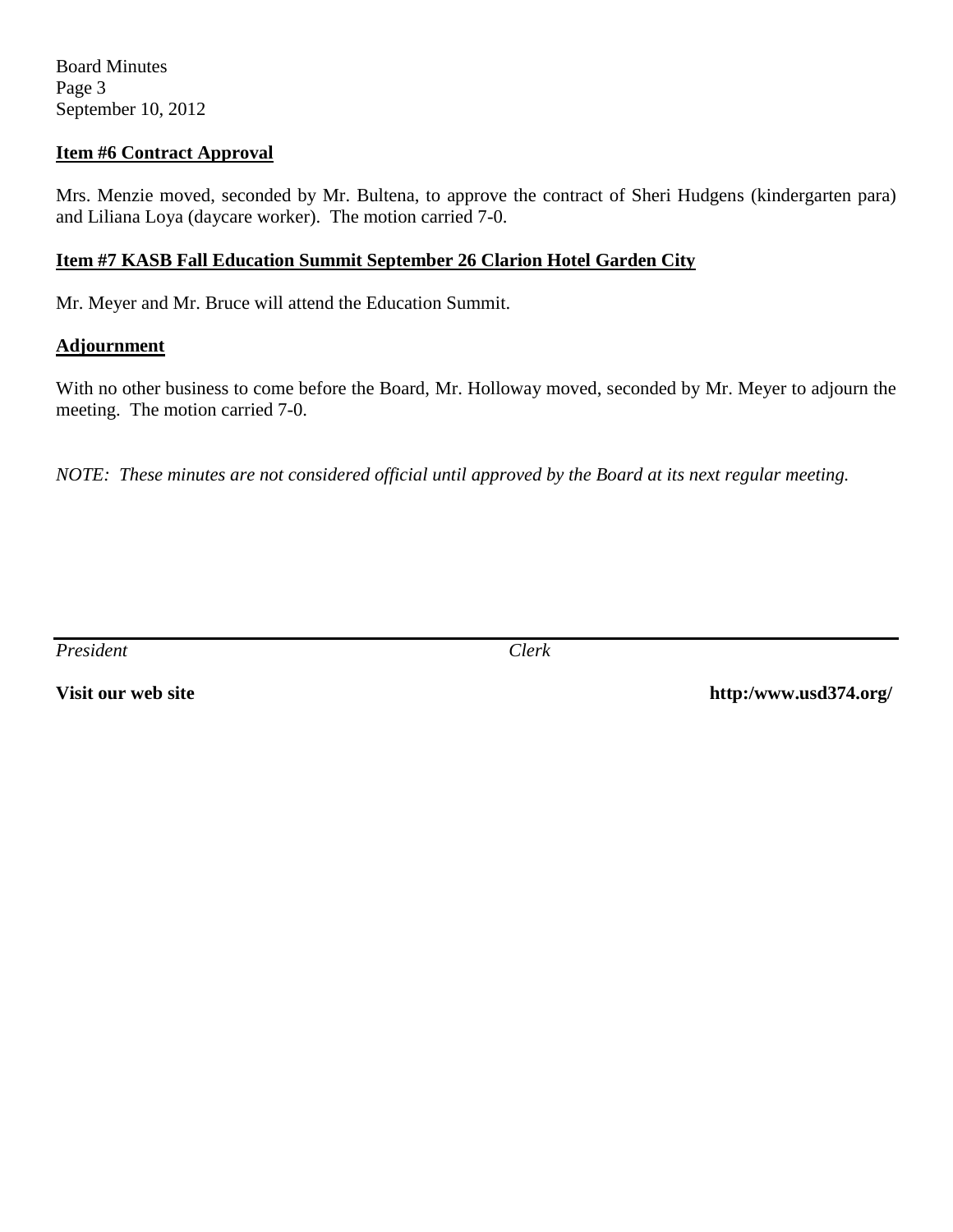## Item #6 Contract Approval

Mrs. Menzie moved, seconded by Mr. Bultena, to approve the contract of Sheri Hudgens (kindergarten para) and Liliana Loya (daycare worker). The motion carried 7-0.

## Item #7 KASB Fall Education Summit September 26 Clarion Hotel Garden City

Mr. Meyer and Mr. Bruce will attend the Education Summit.

## Adjournment

With no other business to come before the Board, Mr. Holloway moved, seconded by Mr. Meyer to adjourn the meeting. The motion carried 7-0.

*NOTE: These minutes are not considered official until approved by the Board at its next regular meeting.*

*President* *Clerk*

**Visit our web site** **http:/www.usd374.org/**